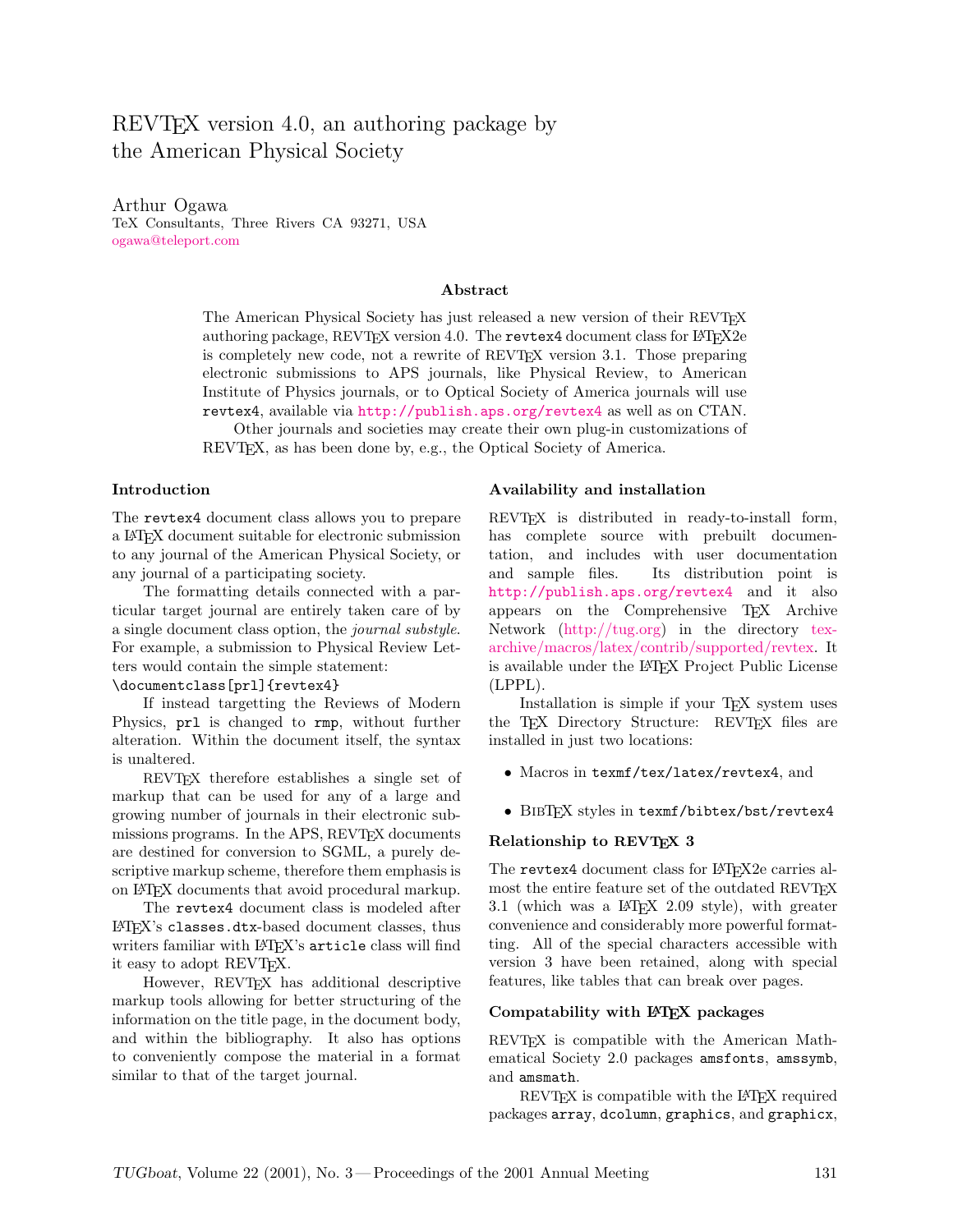# REVTEX version 4.0, an authoring package by the American Physical Society

Arthur Ogawa
TeX Consultants, Three Rivers CA 93271, USA
ogawa@teleport.com

### Abstract

The American Physical Society has just released a new version of their REVTEX authoring package, REVTEX version 4.0. The `revtex4` document class for LATEX2e is completely new code, not a rewrite of REVTEX version 3.1. Those preparing electronic submissions to APS journals, like Physical Review, to American Institute of Physics journals, or to Optical Society of America journals will use `revtex4`, available via `http://publish.aps.org/revtex4` as well as on CTAN.

Other journals and societies may create their own plug-in customizations of REVTEX, as has been done by, e.g., the Optical Society of America.

### Introduction

The `revtex4` document class allows you to prepare a LATEX document suitable for electronic submission to any journal of the American Physical Society, or any journal of a participating society.

The formatting details connected with a particular target journal are entirely taken care of by a single document class option, the *journal substyle*. For example, a submission to Physical Review Letters would contain the simple statement:

```
\documentclass[prl]{revtex4}
```

If instead targetting the Reviews of Modern Physics, `prl` is changed to `rmp`, without further alteration. Within the document itself, the syntax is unaltered.

REVTEX therefore establishes a single set of markup that can be used for any of a large and growing number of journals in their electronic submissions programs. In the APS, REVTEX documents are destined for conversion to SGML, a purely descriptive markup scheme, therefore them emphasis is on LATEX documents that avoid procedural markup.

The `revtex4` document class is modeled after LATEX's `classes.dtx`-based document classes, thus writers familiar with LATEX's `article` class will find it easy to adopt REVTEX.

However, REVTEX has additional descriptive markup tools allowing for better structuring of the information on the title page, in the document body, and within the bibliography. It also has options to conveniently compose the material in a format similar to that of the target journal.

### Availability and installation

REVTEX is distributed in ready-to-install form, has complete source with prebuilt documentation, and includes with user documentation and sample files. Its distribution point is `http://publish.aps.org/revtex4` and it also appears on the Comprehensive TEX Archive Network (http://tug.org) in the directory tex-archive/macros/latex/contrib/supported/revtex. It is available under the LATEX Project Public License (LPPL).

Installation is simple if your TEX system uses the TEX Directory Structure: REVTEX files are installed in just two locations:

- Macros in `texmf/tex/latex/revtex4`, and
- BIBTEX styles in `texmf/bibtex/bst/revtex4`

### Relationship to REVTEX 3

The `revtex4` document class for LATEX2e carries almost the entire feature set of the outdated REVTEX 3.1 (which was a LATEX 2.09 style), with greater convenience and considerably more powerful formatting. All of the special characters accessible with version 3 have been retained, along with special features, like tables that can break over pages.

### Compatability with LATEX packages

REVTEX is compatible with the American Mathematical Society 2.0 packages `amsfonts`, `amssymb`, and `amsmath`.

REVTEX is compatible with the LATEX required packages `array`, `dcolumn`, `graphics`, and `graphicx`,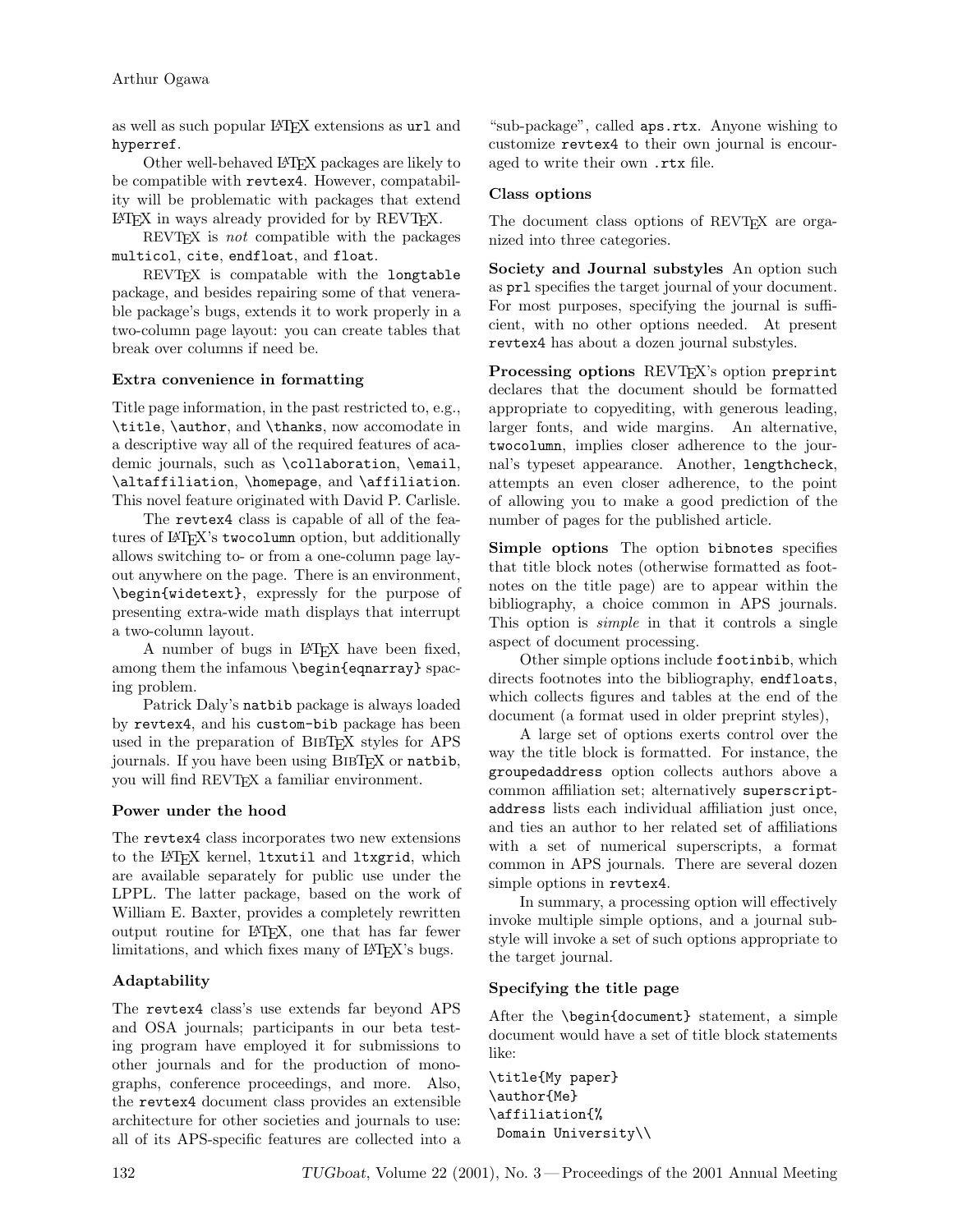as well as such popular LaTeX extensions as `url` and `hyperref`.

Other well-behaved LaTeX packages are likely to be compatible with `revtex4`. However, compatability will be problematic with packages that extend LaTeX in ways already provided for by REVTeX.

REVTeX is *not* compatible with the packages `multicol`, `cite`, `endfloat`, and `float`.

REVTeX is compatable with the `longtable` package, and besides repairing some of that venerable package's bugs, extends it to work properly in a two-column page layout: you can create tables that break over columns if need be.

### Extra convenience in formatting

Title page information, in the past restricted to, e.g., `\title`, `\author`, and `\thanks`, now accomodate in a descriptive way all of the required features of academic journals, such as `\collaboration`, `\email`, `\altaffiliation`, `\homepage`, and `\affiliation`. This novel feature originated with David P. Carlisle.

The `revtex4` class is capable of all of the features of LaTeX's `twocolumn` option, but additionally allows switching to- or from a one-column page layout anywhere on the page. There is an environment, `\begin{widetext}`, expressly for the purpose of presenting extra-wide math displays that interrupt a two-column layout.

A number of bugs in LaTeX have been fixed, among them the infamous `\begin{eqnarray}` spacing problem.

Patrick Daly's `natbib` package is always loaded by `revtex4`, and his `custom-bib` package has been used in the preparation of BibTeX styles for APS journals. If you have been using BibTeX or `natbib`, you will find REVTeX a familiar environment.

### Power under the hood

The `revtex4` class incorporates two new extensions to the LaTeX kernel, `ltxutil` and `ltxgrid`, which are available separately for public use under the LPPL. The latter package, based on the work of William E. Baxter, provides a completely rewritten output routine for LaTeX, one that has far fewer limitations, and which fixes many of LaTeX's bugs.

### Adaptability

The `revtex4` class's use extends far beyond APS and OSA journals; participants in our beta testing program have employed it for submissions to other journals and for the production of monographs, conference proceedings, and more. Also, the `revtex4` document class provides an extensible architecture for other societies and journals to use: all of its APS-specific features are collected into a "sub-package", called `aps.rtx`. Anyone wishing to customize `revtex4` to their own journal is encouraged to write their own `.rtx` file.

### Class options

The document class options of REVTeX are organized into three categories.

**Society and Journal substyles** An option such as `prl` specifies the target journal of your document. For most purposes, specifying the journal is sufficient, with no other options needed. At present `revtex4` has about a dozen journal substyles.

**Processing options** REVTeX's option `preprint` declares that the document should be formatted appropriate to copyediting, with generous leading, larger fonts, and wide margins. An alternative, `twocolumn`, implies closer adherence to the journal's typeset appearance. Another, `lengthcheck`, attempts an even closer adherence, to the point of allowing you to make a good prediction of the number of pages for the published article.

**Simple options** The option `bibnotes` specifies that title block notes (otherwise formatted as footnotes on the title page) are to appear within the bibliography, a choice common in APS journals. This option is *simple* in that it controls a single aspect of document processing.

Other simple options include `footinbib`, which directs footnotes into the bibliography, `endfloats`, which collects figures and tables at the end of the document (a format used in older preprint styles),

A large set of options exerts control over the way the title block is formatted. For instance, the `groupedaddress` option collects authors above a common affiliation set; alternatively `superscriptaddress` lists each individual affiliation just once, and ties an author to her related set of affiliations with a set of numerical superscripts, a format common in APS journals. There are several dozen simple options in `revtex4`.

In summary, a processing option will effectively invoke multiple simple options, and a journal substyle will invoke a set of such options appropriate to the target journal.

### Specifying the title page

After the `\begin{document}` statement, a simple document would have a set of title block statements like:

```
\title{My paper}
\author{Me}
\affiliation{%
 Domain University\\
```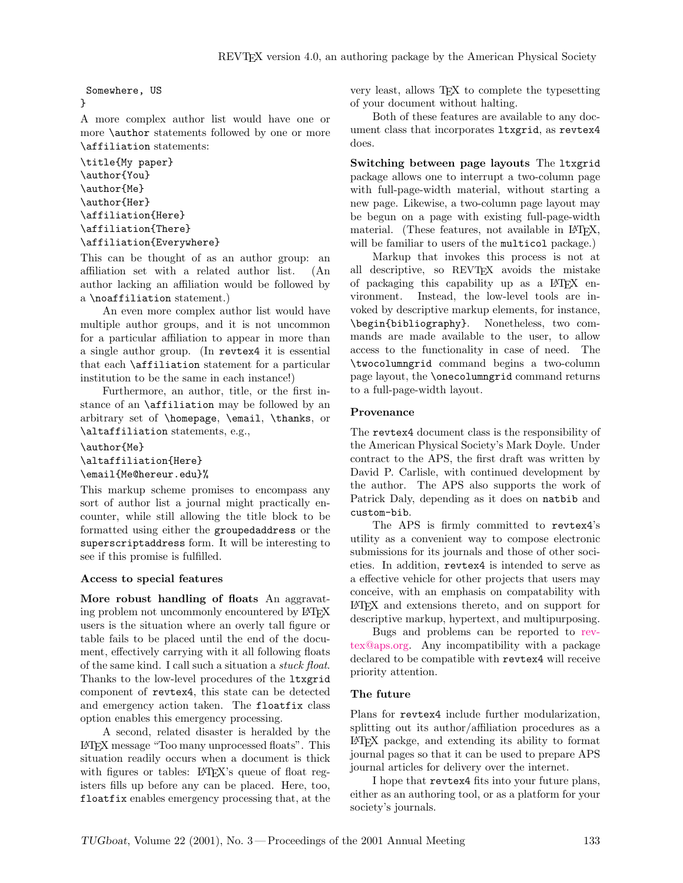```
 Somewhere, US
}
```

A more complex author list would have one or more `\author` statements followed by one or more `\affiliation` statements:

```
\title{My paper}
\author{You}
\author{Me}
\author{Her}
\affiliation{Here}
\affiliation{There}
\affiliation{Everywhere}
```

This can be thought of as an author group: an affiliation set with a related author list. (An author lacking an affiliation would be followed by a `\noaffiliation` statement.)

An even more complex author list would have multiple author groups, and it is not uncommon for a particular affiliation to appear in more than a single author group. (In `revtex4` it is essential that each `\affiliation` statement for a particular institution to be the same in each instance!)

Furthermore, an author, title, or the first instance of an `\affiliation` may be followed by an arbitrary set of `\homepage`, `\email`, `\thanks`, or `\altaffiliation` statements, e.g.,

```
\author{Me}
\altaffiliation{Here}
\email{Me@hereur.edu}%
```

This markup scheme promises to encompass any sort of author list a journal might practically encounter, while still allowing the title block to be formatted using either the `groupedaddress` or the `superscriptaddress` form. It will be interesting to see if this promise is fulfilled.

### Access to special features

**More robust handling of floats** An aggravating problem not uncommonly encountered by LaTeX users is the situation where an overly tall figure or table fails to be placed until the end of the document, effectively carrying with it all following floats of the same kind. I call such a situation a *stuck float*. Thanks to the low-level procedures of the `ltxgrid` component of `revtex4`, this state can be detected and emergency action taken. The `floatfix` class option enables this emergency processing.

A second, related disaster is heralded by the LaTeX message "Too many unprocessed floats". This situation readily occurs when a document is thick with figures or tables: LaTeX's queue of float registers fills up before any can be placed. Here, too, `floatfix` enables emergency processing that, at the very least, allows TeX to complete the typesetting of your document without halting.

Both of these features are available to any document class that incorporates `ltxgrid`, as `revtex4` does.

**Switching between page layouts** The `ltxgrid` package allows one to interrupt a two-column page with full-page-width material, without starting a new page. Likewise, a two-column page layout may be begun on a page with existing full-page-width material. (These features, not available in LaTeX, will be familiar to users of the `multicol` package.)

Markup that invokes this process is not at all descriptive, so REVTeX avoids the mistake of packaging this capability up as a LaTeX environment. Instead, the low-level tools are invoked by descriptive markup elements, for instance, `\begin{bibliography}`. Nonetheless, two commands are made available to the user, to allow access to the functionality in case of need. The `\twocolumngrid` command begins a two-column page layout, the `\onecolumngrid` command returns to a full-page-width layout.

### Provenance

The `revtex4` document class is the responsibility of the American Physical Society's Mark Doyle. Under contract to the APS, the first draft was written by David P. Carlisle, with continued development by the author. The APS also supports the work of Patrick Daly, depending as it does on `natbib` and `custom-bib`.

The APS is firmly committed to `revtex4`'s utility as a convenient way to compose electronic submissions for its journals and those of other societies. In addition, `revtex4` is intended to serve as a effective vehicle for other projects that users may conceive, with an emphasis on compatability with LaTeX and extensions thereto, and on support for descriptive markup, hypertext, and multipurposing.

Bugs and problems can be reported to revtex@aps.org. Any incompatibility with a package declared to be compatible with `revtex4` will receive priority attention.

### The future

Plans for `revtex4` include further modularization, splitting out its author/affiliation procedures as a LaTeX packge, and extending its ability to format journal pages so that it can be used to prepare APS journal articles for delivery over the internet.

I hope that `revtex4` fits into your future plans, either as an authoring tool, or as a platform for your society's journals.